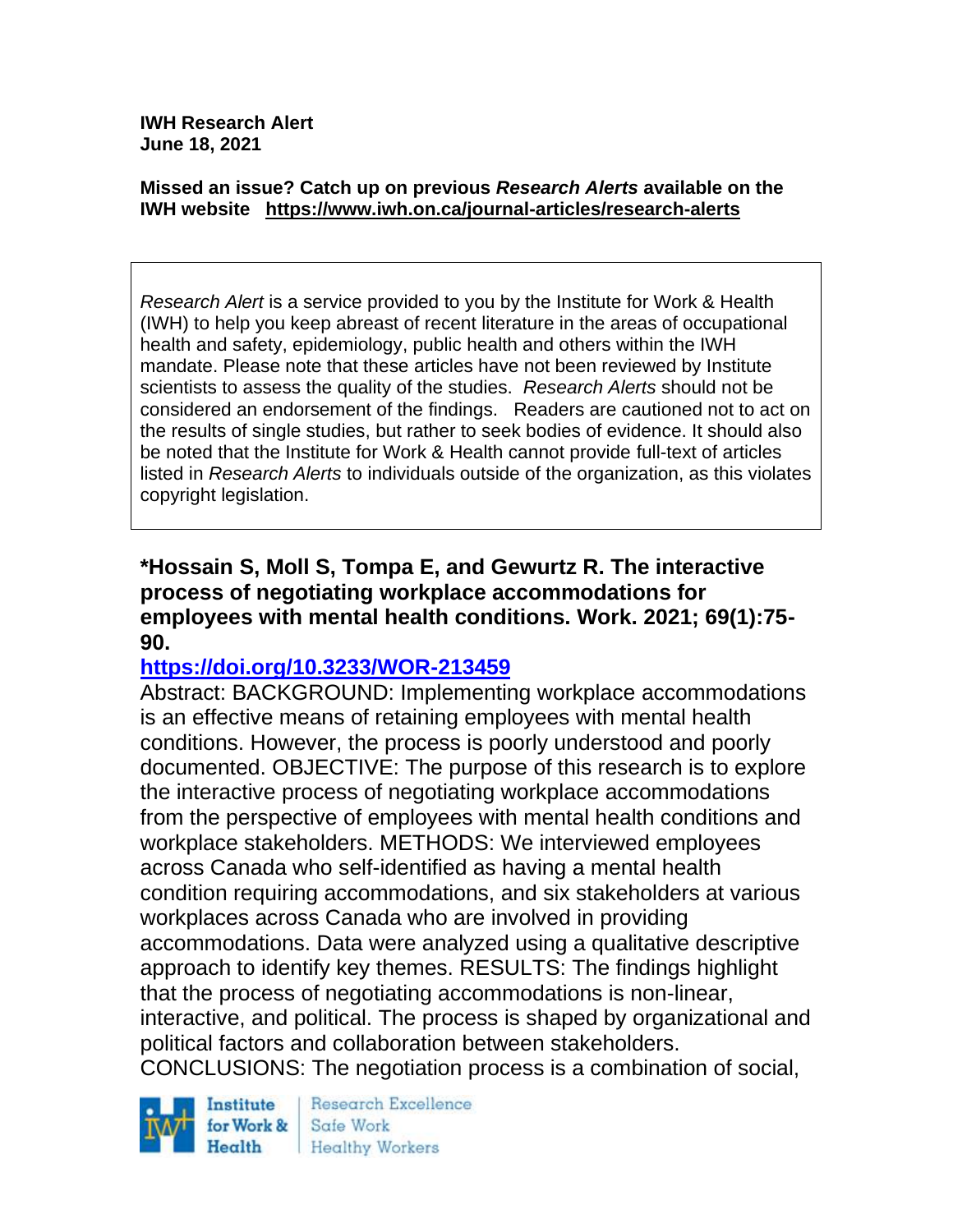**IWH Research Alert**
**June 18, 2021**

**Missed an issue? Catch up on previous *Research Alerts* available on the IWH website https://www.iwh.on.ca/journal-articles/research-alerts**

*Research Alert* is a service provided to you by the Institute for Work & Health (IWH) to help you keep abreast of recent literature in the areas of occupational health and safety, epidemiology, public health and others within the IWH mandate. Please note that these articles have not been reviewed by Institute scientists to assess the quality of the studies. *Research Alerts* should not be considered an endorsement of the findings. Readers are cautioned not to act on the results of single studies, but rather to seek bodies of evidence. It should also be noted that the Institute for Work & Health cannot provide full-text of articles listed in *Research Alerts* to individuals outside of the organization, as this violates copyright legislation.

**\*Hossain S, Moll S, Tompa E, and Gewurtz R. The interactive process of negotiating workplace accommodations for employees with mental health conditions. Work. 2021; 69(1):75-90.**

**https://doi.org/10.3233/WOR-213459**

Abstract: BACKGROUND: Implementing workplace accommodations is an effective means of retaining employees with mental health conditions. However, the process is poorly understood and poorly documented. OBJECTIVE: The purpose of this research is to explore the interactive process of negotiating workplace accommodations from the perspective of employees with mental health conditions and workplace stakeholders. METHODS: We interviewed employees across Canada who self-identified as having a mental health condition requiring accommodations, and six stakeholders at various workplaces across Canada who are involved in providing accommodations. Data were analyzed using a qualitative descriptive approach to identify key themes. RESULTS: The findings highlight that the process of negotiating accommodations is non-linear, interactive, and political. The process is shaped by organizational and political factors and collaboration between stakeholders. CONCLUSIONS: The negotiation process is a combination of social,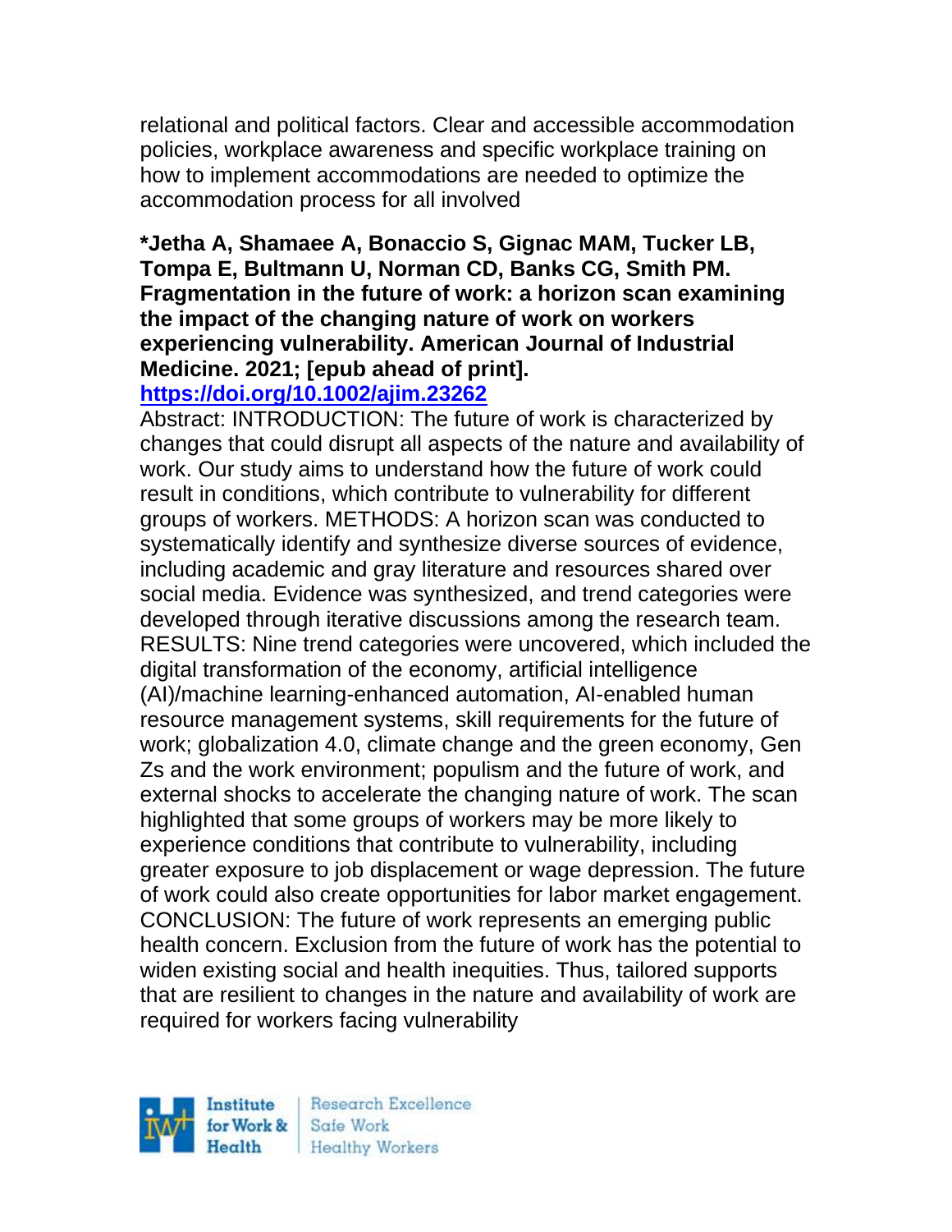relational and political factors. Clear and accessible accommodation policies, workplace awareness and specific workplace training on how to implement accommodations are needed to optimize the accommodation process for all involved

**\*Jetha A, Shamaee A, Bonaccio S, Gignac MAM, Tucker LB, Tompa E, Bultmann U, Norman CD, Banks CG, Smith PM. Fragmentation in the future of work: a horizon scan examining the impact of the changing nature of work on workers experiencing vulnerability. American Journal of Industrial Medicine. 2021; [epub ahead of print].**
**https://doi.org/10.1002/ajim.23262**

Abstract: INTRODUCTION: The future of work is characterized by changes that could disrupt all aspects of the nature and availability of work. Our study aims to understand how the future of work could result in conditions, which contribute to vulnerability for different groups of workers. METHODS: A horizon scan was conducted to systematically identify and synthesize diverse sources of evidence, including academic and gray literature and resources shared over social media. Evidence was synthesized, and trend categories were developed through iterative discussions among the research team. RESULTS: Nine trend categories were uncovered, which included the digital transformation of the economy, artificial intelligence (AI)/machine learning-enhanced automation, AI-enabled human resource management systems, skill requirements for the future of work; globalization 4.0, climate change and the green economy, Gen Zs and the work environment; populism and the future of work, and external shocks to accelerate the changing nature of work. The scan highlighted that some groups of workers may be more likely to experience conditions that contribute to vulnerability, including greater exposure to job displacement or wage depression. The future of work could also create opportunities for labor market engagement. CONCLUSION: The future of work represents an emerging public health concern. Exclusion from the future of work has the potential to widen existing social and health inequities. Thus, tailored supports that are resilient to changes in the nature and availability of work are required for workers facing vulnerability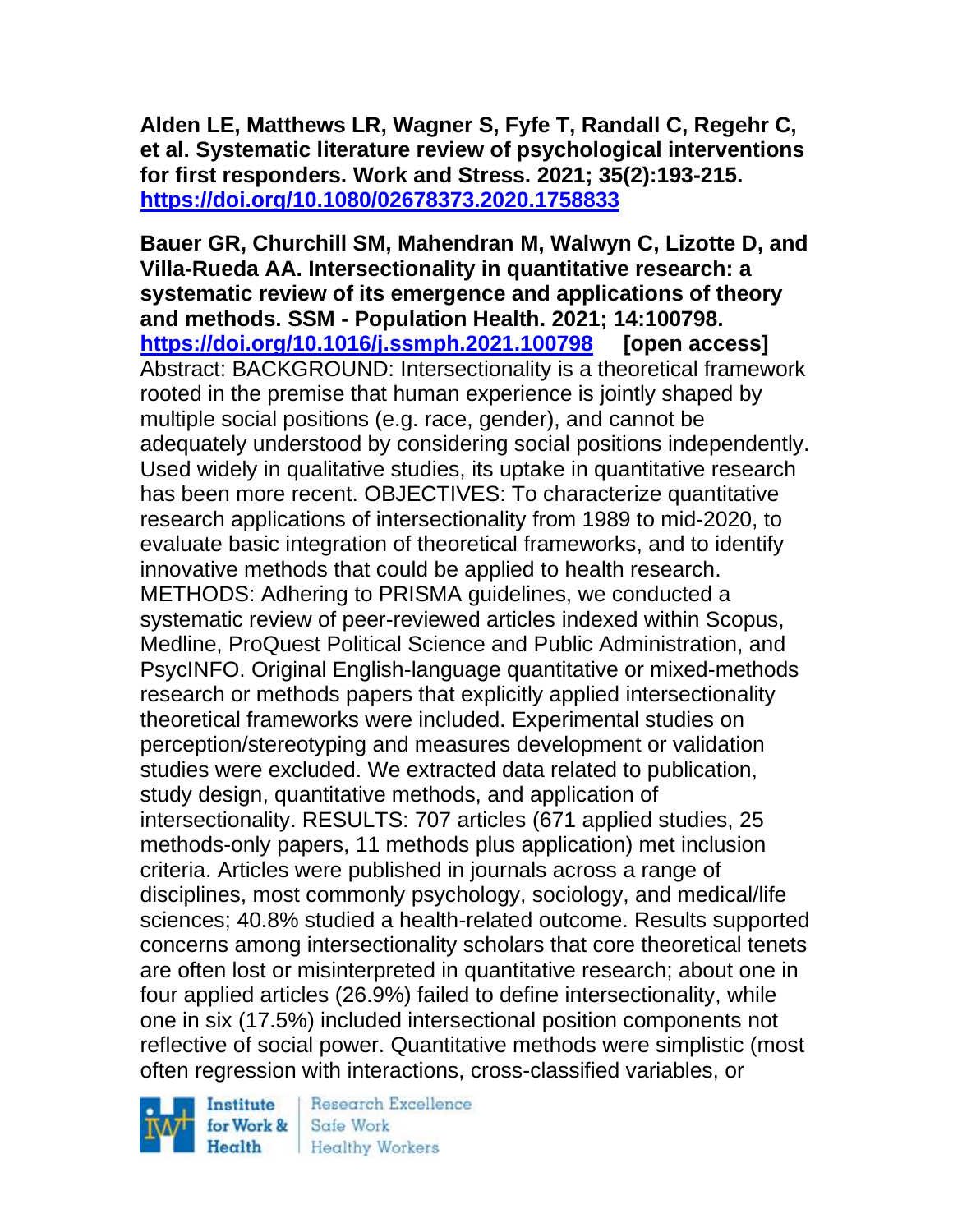**Alden LE, Matthews LR, Wagner S, Fyfe T, Randall C, Regehr C, et al. Systematic literature review of psychological interventions for first responders. Work and Stress. 2021; 35(2):193-215. https://doi.org/10.1080/02678373.2020.1758833**

**Bauer GR, Churchill SM, Mahendran M, Walwyn C, Lizotte D, and Villa-Rueda AA. Intersectionality in quantitative research: a systematic review of its emergence and applications of theory and methods. SSM - Population Health. 2021; 14:100798. https://doi.org/10.1016/j.ssmph.2021.100798 [open access]**
Abstract: BACKGROUND: Intersectionality is a theoretical framework rooted in the premise that human experience is jointly shaped by multiple social positions (e.g. race, gender), and cannot be adequately understood by considering social positions independently. Used widely in qualitative studies, its uptake in quantitative research has been more recent. OBJECTIVES: To characterize quantitative research applications of intersectionality from 1989 to mid-2020, to evaluate basic integration of theoretical frameworks, and to identify innovative methods that could be applied to health research. METHODS: Adhering to PRISMA guidelines, we conducted a systematic review of peer-reviewed articles indexed within Scopus, Medline, ProQuest Political Science and Public Administration, and PsycINFO. Original English-language quantitative or mixed-methods research or methods papers that explicitly applied intersectionality theoretical frameworks were included. Experimental studies on perception/stereotyping and measures development or validation studies were excluded. We extracted data related to publication, study design, quantitative methods, and application of intersectionality. RESULTS: 707 articles (671 applied studies, 25 methods-only papers, 11 methods plus application) met inclusion criteria. Articles were published in journals across a range of disciplines, most commonly psychology, sociology, and medical/life sciences; 40.8% studied a health-related outcome. Results supported concerns among intersectionality scholars that core theoretical tenets are often lost or misinterpreted in quantitative research; about one in four applied articles (26.9%) failed to define intersectionality, while one in six (17.5%) included intersectional position components not reflective of social power. Quantitative methods were simplistic (most often regression with interactions, cross-classified variables, or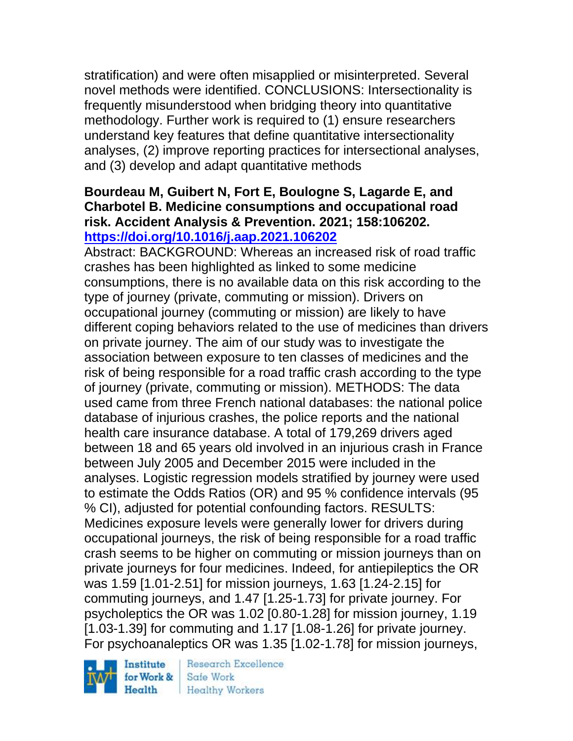stratification) and were often misapplied or misinterpreted. Several novel methods were identified. CONCLUSIONS: Intersectionality is frequently misunderstood when bridging theory into quantitative methodology. Further work is required to (1) ensure researchers understand key features that define quantitative intersectionality analyses, (2) improve reporting practices for intersectional analyses, and (3) develop and adapt quantitative methods

**Bourdeau M, Guibert N, Fort E, Boulogne S, Lagarde E, and Charbotel B. Medicine consumptions and occupational road risk. Accident Analysis & Prevention. 2021; 158:106202. [https://doi.org/10.1016/j.aap.2021.106202](https://doi.org/10.1016/j.aap.2021.106202)**

Abstract: BACKGROUND: Whereas an increased risk of road traffic crashes has been highlighted as linked to some medicine consumptions, there is no available data on this risk according to the type of journey (private, commuting or mission). Drivers on occupational journey (commuting or mission) are likely to have different coping behaviors related to the use of medicines than drivers on private journey. The aim of our study was to investigate the association between exposure to ten classes of medicines and the risk of being responsible for a road traffic crash according to the type of journey (private, commuting or mission). METHODS: The data used came from three French national databases: the national police database of injurious crashes, the police reports and the national health care insurance database. A total of 179,269 drivers aged between 18 and 65 years old involved in an injurious crash in France between July 2005 and December 2015 were included in the analyses. Logistic regression models stratified by journey were used to estimate the Odds Ratios (OR) and 95 % confidence intervals (95 % CI), adjusted for potential confounding factors. RESULTS: Medicines exposure levels were generally lower for drivers during occupational journeys, the risk of being responsible for a road traffic crash seems to be higher on commuting or mission journeys than on private journeys for four medicines. Indeed, for antiepileptics the OR was 1.59 [1.01-2.51] for mission journeys, 1.63 [1.24-2.15] for commuting journeys, and 1.47 [1.25-1.73] for private journey. For psycholeptics the OR was 1.02 [0.80-1.28] for mission journey, 1.19 [1.03-1.39] for commuting and 1.17 [1.08-1.26] for private journey. For psychoanaleptics OR was 1.35 [1.02-1.78] for mission journeys,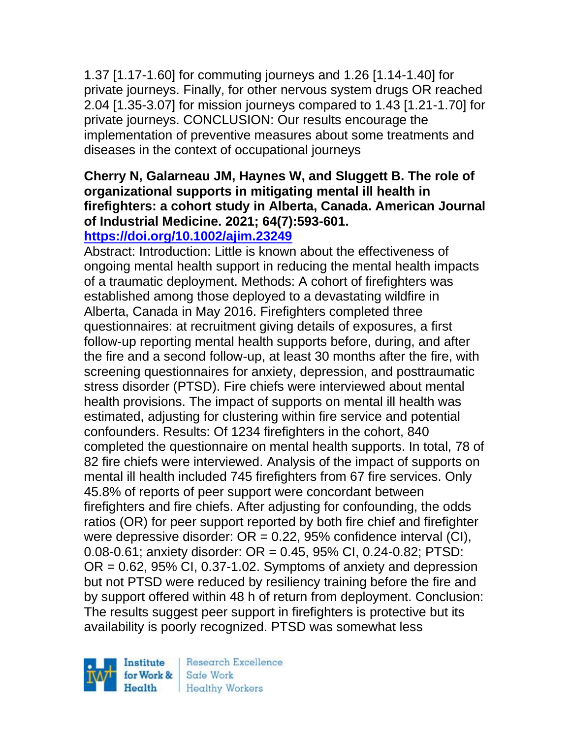1.37 [1.17-1.60] for commuting journeys and 1.26 [1.14-1.40] for private journeys. Finally, for other nervous system drugs OR reached 2.04 [1.35-3.07] for mission journeys compared to 1.43 [1.21-1.70] for private journeys. CONCLUSION: Our results encourage the implementation of preventive measures about some treatments and diseases in the context of occupational journeys

**Cherry N, Galarneau JM, Haynes W, and Sluggett B. The role of organizational supports in mitigating mental ill health in firefighters: a cohort study in Alberta, Canada. American Journal of Industrial Medicine. 2021; 64(7):593-601.**
**https://doi.org/10.1002/ajim.23249**

Abstract: Introduction: Little is known about the effectiveness of ongoing mental health support in reducing the mental health impacts of a traumatic deployment. Methods: A cohort of firefighters was established among those deployed to a devastating wildfire in Alberta, Canada in May 2016. Firefighters completed three questionnaires: at recruitment giving details of exposures, a first follow-up reporting mental health supports before, during, and after the fire and a second follow-up, at least 30 months after the fire, with screening questionnaires for anxiety, depression, and posttraumatic stress disorder (PTSD). Fire chiefs were interviewed about mental health provisions. The impact of supports on mental ill health was estimated, adjusting for clustering within fire service and potential confounders. Results: Of 1234 firefighters in the cohort, 840 completed the questionnaire on mental health supports. In total, 78 of 82 fire chiefs were interviewed. Analysis of the impact of supports on mental ill health included 745 firefighters from 67 fire services. Only 45.8% of reports of peer support were concordant between firefighters and fire chiefs. After adjusting for confounding, the odds ratios (OR) for peer support reported by both fire chief and firefighter were depressive disorder: OR = 0.22, 95% confidence interval (CI), 0.08-0.61; anxiety disorder: OR = 0.45, 95% CI, 0.24-0.82; PTSD: OR = 0.62, 95% CI, 0.37-1.02. Symptoms of anxiety and depression but not PTSD were reduced by resiliency training before the fire and by support offered within 48 h of return from deployment. Conclusion: The results suggest peer support in firefighters is protective but its availability is poorly recognized. PTSD was somewhat less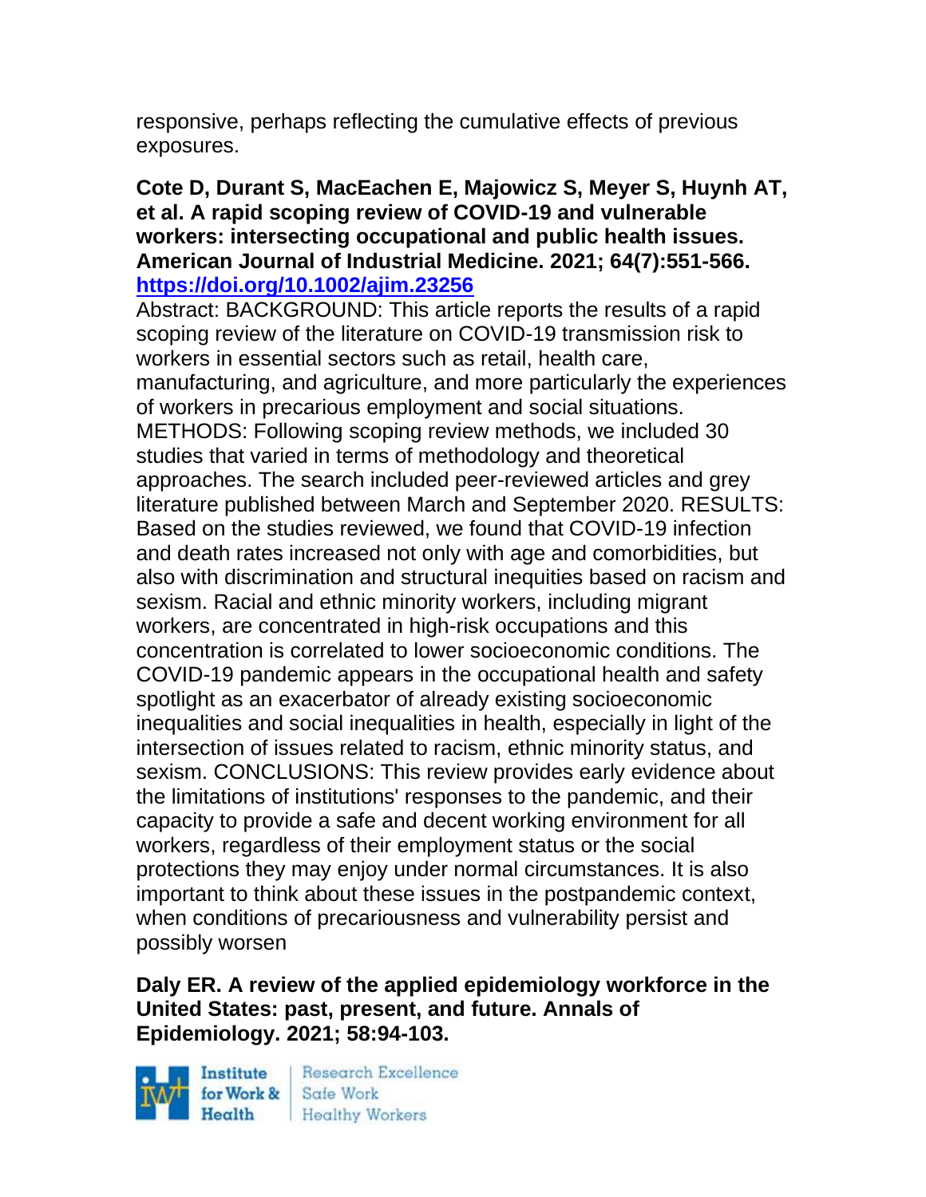responsive, perhaps reflecting the cumulative effects of previous exposures.

**Cote D, Durant S, MacEachen E, Majowicz S, Meyer S, Huynh AT, et al. A rapid scoping review of COVID-19 and vulnerable workers: intersecting occupational and public health issues. American Journal of Industrial Medicine. 2021; 64(7):551-566. https://doi.org/10.1002/ajim.23256**

Abstract: BACKGROUND: This article reports the results of a rapid scoping review of the literature on COVID-19 transmission risk to workers in essential sectors such as retail, health care, manufacturing, and agriculture, and more particularly the experiences of workers in precarious employment and social situations. METHODS: Following scoping review methods, we included 30 studies that varied in terms of methodology and theoretical approaches. The search included peer-reviewed articles and grey literature published between March and September 2020. RESULTS: Based on the studies reviewed, we found that COVID-19 infection and death rates increased not only with age and comorbidities, but also with discrimination and structural inequities based on racism and sexism. Racial and ethnic minority workers, including migrant workers, are concentrated in high-risk occupations and this concentration is correlated to lower socioeconomic conditions. The COVID-19 pandemic appears in the occupational health and safety spotlight as an exacerbator of already existing socioeconomic inequalities and social inequalities in health, especially in light of the intersection of issues related to racism, ethnic minority status, and sexism. CONCLUSIONS: This review provides early evidence about the limitations of institutions' responses to the pandemic, and their capacity to provide a safe and decent working environment for all workers, regardless of their employment status or the social protections they may enjoy under normal circumstances. It is also important to think about these issues in the postpandemic context, when conditions of precariousness and vulnerability persist and possibly worsen

**Daly ER. A review of the applied epidemiology workforce in the United States: past, present, and future. Annals of Epidemiology. 2021; 58:94-103.**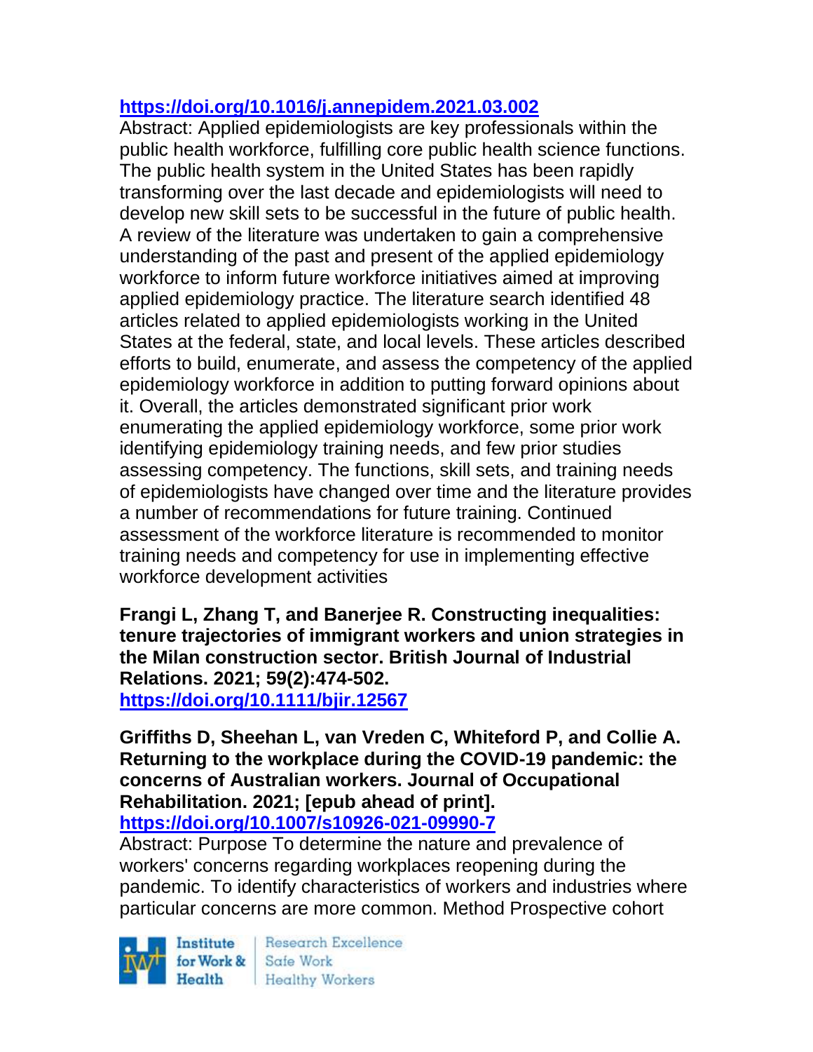https://doi.org/10.1016/j.annepidem.2021.03.002

Abstract: Applied epidemiologists are key professionals within the public health workforce, fulfilling core public health science functions. The public health system in the United States has been rapidly transforming over the last decade and epidemiologists will need to develop new skill sets to be successful in the future of public health. A review of the literature was undertaken to gain a comprehensive understanding of the past and present of the applied epidemiology workforce to inform future workforce initiatives aimed at improving applied epidemiology practice. The literature search identified 48 articles related to applied epidemiologists working in the United States at the federal, state, and local levels. These articles described efforts to build, enumerate, and assess the competency of the applied epidemiology workforce in addition to putting forward opinions about it. Overall, the articles demonstrated significant prior work enumerating the applied epidemiology workforce, some prior work identifying epidemiology training needs, and few prior studies assessing competency. The functions, skill sets, and training needs of epidemiologists have changed over time and the literature provides a number of recommendations for future training. Continued assessment of the workforce literature is recommended to monitor training needs and competency for use in implementing effective workforce development activities

**Frangi L, Zhang T, and Banerjee R. Constructing inequalities: tenure trajectories of immigrant workers and union strategies in the Milan construction sector. British Journal of Industrial Relations. 2021; 59(2):474-502.**
https://doi.org/10.1111/bjir.12567

**Griffiths D, Sheehan L, van Vreden C, Whiteford P, and Collie A. Returning to the workplace during the COVID-19 pandemic: the concerns of Australian workers. Journal of Occupational Rehabilitation. 2021; [epub ahead of print].**
https://doi.org/10.1007/s10926-021-09990-7

Abstract: Purpose To determine the nature and prevalence of workers' concerns regarding workplaces reopening during the pandemic. To identify characteristics of workers and industries where particular concerns are more common. Method Prospective cohort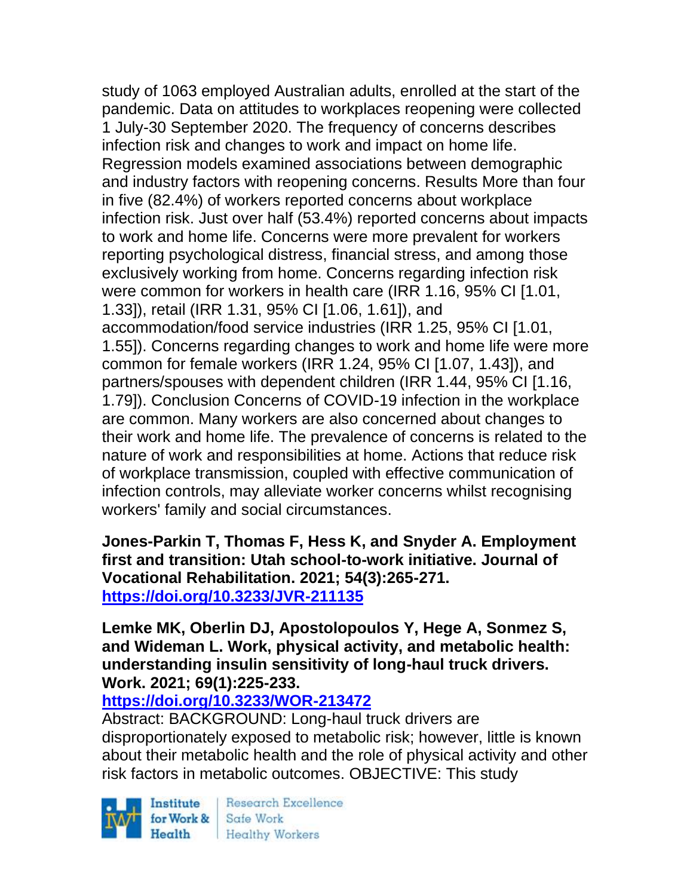study of 1063 employed Australian adults, enrolled at the start of the pandemic. Data on attitudes to workplaces reopening were collected 1 July-30 September 2020. The frequency of concerns describes infection risk and changes to work and impact on home life. Regression models examined associations between demographic and industry factors with reopening concerns. Results More than four in five (82.4%) of workers reported concerns about workplace infection risk. Just over half (53.4%) reported concerns about impacts to work and home life. Concerns were more prevalent for workers reporting psychological distress, financial stress, and among those exclusively working from home. Concerns regarding infection risk were common for workers in health care (IRR 1.16, 95% CI [1.01, 1.33]), retail (IRR 1.31, 95% CI [1.06, 1.61]), and accommodation/food service industries (IRR 1.25, 95% CI [1.01, 1.55]). Concerns regarding changes to work and home life were more common for female workers (IRR 1.24, 95% CI [1.07, 1.43]), and partners/spouses with dependent children (IRR 1.44, 95% CI [1.16, 1.79]). Conclusion Concerns of COVID-19 infection in the workplace are common. Many workers are also concerned about changes to their work and home life. The prevalence of concerns is related to the nature of work and responsibilities at home. Actions that reduce risk of workplace transmission, coupled with effective communication of infection controls, may alleviate worker concerns whilst recognising workers' family and social circumstances.

**Jones-Parkin T, Thomas F, Hess K, and Snyder A. Employment first and transition: Utah school-to-work initiative. Journal of Vocational Rehabilitation. 2021; 54(3):265-271.**
**https://doi.org/10.3233/JVR-211135**

**Lemke MK, Oberlin DJ, Apostolopoulos Y, Hege A, Sonmez S, and Wideman L. Work, physical activity, and metabolic health: understanding insulin sensitivity of long-haul truck drivers. Work. 2021; 69(1):225-233.**
**https://doi.org/10.3233/WOR-213472**
Abstract: BACKGROUND: Long-haul truck drivers are disproportionately exposed to metabolic risk; however, little is known about their metabolic health and the role of physical activity and other risk factors in metabolic outcomes. OBJECTIVE: This study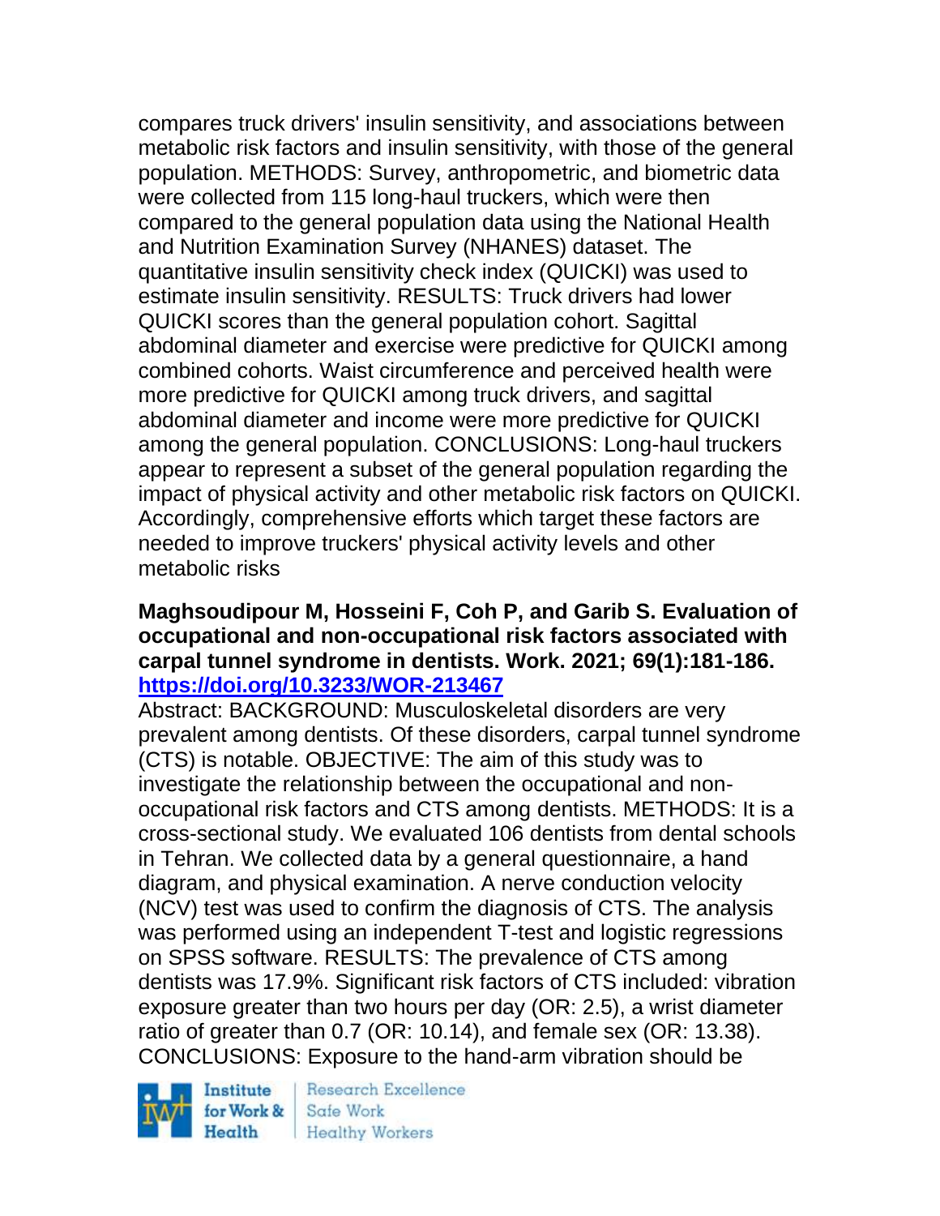compares truck drivers' insulin sensitivity, and associations between metabolic risk factors and insulin sensitivity, with those of the general population. METHODS: Survey, anthropometric, and biometric data were collected from 115 long-haul truckers, which were then compared to the general population data using the National Health and Nutrition Examination Survey (NHANES) dataset. The quantitative insulin sensitivity check index (QUICKI) was used to estimate insulin sensitivity. RESULTS: Truck drivers had lower QUICKI scores than the general population cohort. Sagittal abdominal diameter and exercise were predictive for QUICKI among combined cohorts. Waist circumference and perceived health were more predictive for QUICKI among truck drivers, and sagittal abdominal diameter and income were more predictive for QUICKI among the general population. CONCLUSIONS: Long-haul truckers appear to represent a subset of the general population regarding the impact of physical activity and other metabolic risk factors on QUICKI. Accordingly, comprehensive efforts which target these factors are needed to improve truckers' physical activity levels and other metabolic risks

**Maghsoudipour M, Hosseini F, Coh P, and Garib S. Evaluation of occupational and non-occupational risk factors associated with carpal tunnel syndrome in dentists. Work. 2021; 69(1):181-186. https://doi.org/10.3233/WOR-213467**

Abstract: BACKGROUND: Musculoskeletal disorders are very prevalent among dentists. Of these disorders, carpal tunnel syndrome (CTS) is notable. OBJECTIVE: The aim of this study was to investigate the relationship between the occupational and non-occupational risk factors and CTS among dentists. METHODS: It is a cross-sectional study. We evaluated 106 dentists from dental schools in Tehran. We collected data by a general questionnaire, a hand diagram, and physical examination. A nerve conduction velocity (NCV) test was used to confirm the diagnosis of CTS. The analysis was performed using an independent T-test and logistic regressions on SPSS software. RESULTS: The prevalence of CTS among dentists was 17.9%. Significant risk factors of CTS included: vibration exposure greater than two hours per day (OR: 2.5), a wrist diameter ratio of greater than 0.7 (OR: 10.14), and female sex (OR: 13.38). CONCLUSIONS: Exposure to the hand-arm vibration should be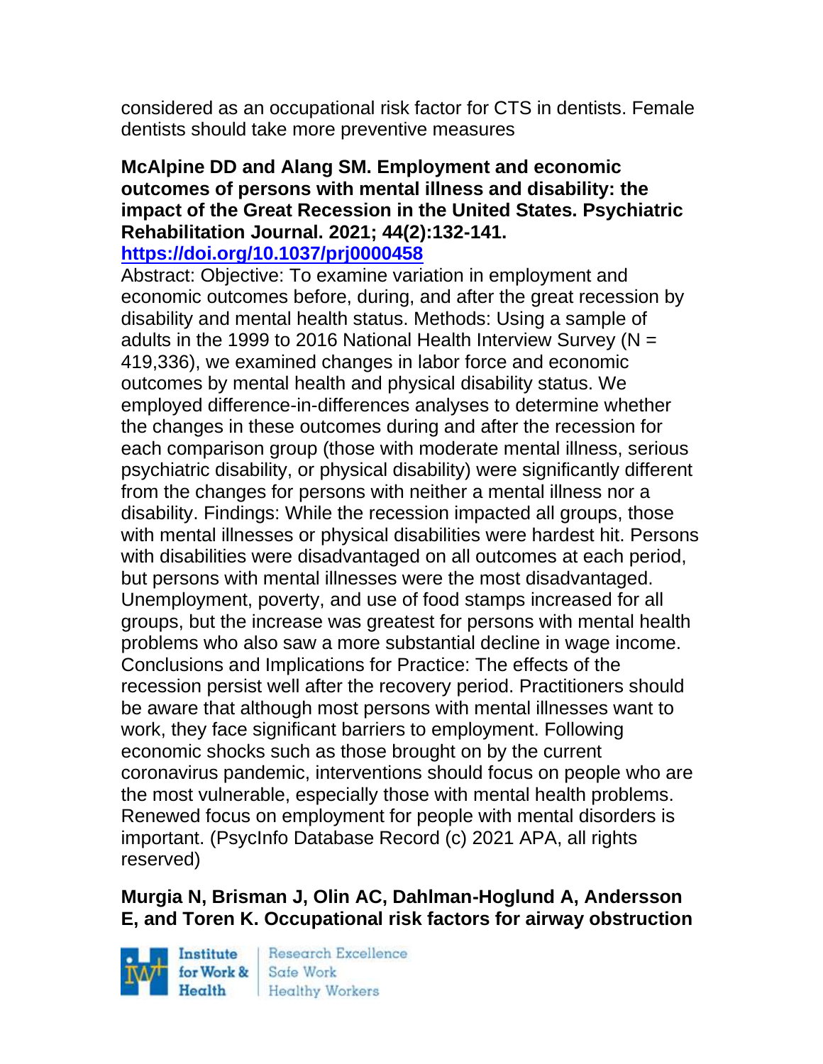considered as an occupational risk factor for CTS in dentists. Female dentists should take more preventive measures

**McAlpine DD and Alang SM. Employment and economic outcomes of persons with mental illness and disability: the impact of the Great Recession in the United States. Psychiatric Rehabilitation Journal. 2021; 44(2):132-141.**
**https://doi.org/10.1037/prj0000458**

Abstract: Objective: To examine variation in employment and economic outcomes before, during, and after the great recession by disability and mental health status. Methods: Using a sample of adults in the 1999 to 2016 National Health Interview Survey (N = 419,336), we examined changes in labor force and economic outcomes by mental health and physical disability status. We employed difference-in-differences analyses to determine whether the changes in these outcomes during and after the recession for each comparison group (those with moderate mental illness, serious psychiatric disability, or physical disability) were significantly different from the changes for persons with neither a mental illness nor a disability. Findings: While the recession impacted all groups, those with mental illnesses or physical disabilities were hardest hit. Persons with disabilities were disadvantaged on all outcomes at each period, but persons with mental illnesses were the most disadvantaged. Unemployment, poverty, and use of food stamps increased for all groups, but the increase was greatest for persons with mental health problems who also saw a more substantial decline in wage income. Conclusions and Implications for Practice: The effects of the recession persist well after the recovery period. Practitioners should be aware that although most persons with mental illnesses want to work, they face significant barriers to employment. Following economic shocks such as those brought on by the current coronavirus pandemic, interventions should focus on people who are the most vulnerable, especially those with mental health problems. Renewed focus on employment for people with mental disorders is important. (PsycInfo Database Record (c) 2021 APA, all rights reserved)

**Murgia N, Brisman J, Olin AC, Dahlman-Hoglund A, Andersson E, and Toren K. Occupational risk factors for airway obstruction**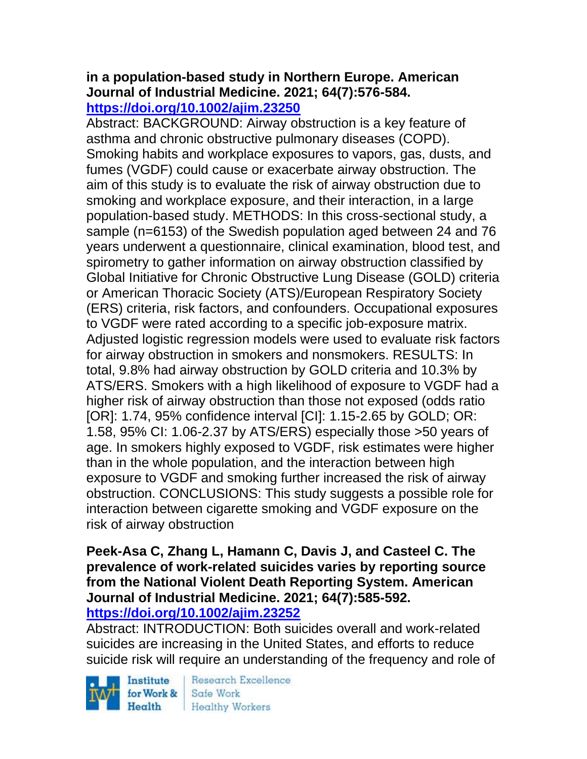**in a population-based study in Northern Europe. American Journal of Industrial Medicine. 2021; 64(7):576-584.**
**https://doi.org/10.1002/ajim.23250**

Abstract: BACKGROUND: Airway obstruction is a key feature of asthma and chronic obstructive pulmonary diseases (COPD). Smoking habits and workplace exposures to vapors, gas, dusts, and fumes (VGDF) could cause or exacerbate airway obstruction. The aim of this study is to evaluate the risk of airway obstruction due to smoking and workplace exposure, and their interaction, in a large population-based study. METHODS: In this cross-sectional study, a sample (n=6153) of the Swedish population aged between 24 and 76 years underwent a questionnaire, clinical examination, blood test, and spirometry to gather information on airway obstruction classified by Global Initiative for Chronic Obstructive Lung Disease (GOLD) criteria or American Thoracic Society (ATS)/European Respiratory Society (ERS) criteria, risk factors, and confounders. Occupational exposures to VGDF were rated according to a specific job-exposure matrix. Adjusted logistic regression models were used to evaluate risk factors for airway obstruction in smokers and nonsmokers. RESULTS: In total, 9.8% had airway obstruction by GOLD criteria and 10.3% by ATS/ERS. Smokers with a high likelihood of exposure to VGDF had a higher risk of airway obstruction than those not exposed (odds ratio [OR]: 1.74, 95% confidence interval [CI]: 1.15-2.65 by GOLD; OR: 1.58, 95% CI: 1.06-2.37 by ATS/ERS) especially those >50 years of age. In smokers highly exposed to VGDF, risk estimates were higher than in the whole population, and the interaction between high exposure to VGDF and smoking further increased the risk of airway obstruction. CONCLUSIONS: This study suggests a possible role for interaction between cigarette smoking and VGDF exposure on the risk of airway obstruction

**Peek-Asa C, Zhang L, Hamann C, Davis J, and Casteel C. The prevalence of work-related suicides varies by reporting source from the National Violent Death Reporting System. American Journal of Industrial Medicine. 2021; 64(7):585-592.**
**https://doi.org/10.1002/ajim.23252**

Abstract: INTRODUCTION: Both suicides overall and work-related suicides are increasing in the United States, and efforts to reduce suicide risk will require an understanding of the frequency and role of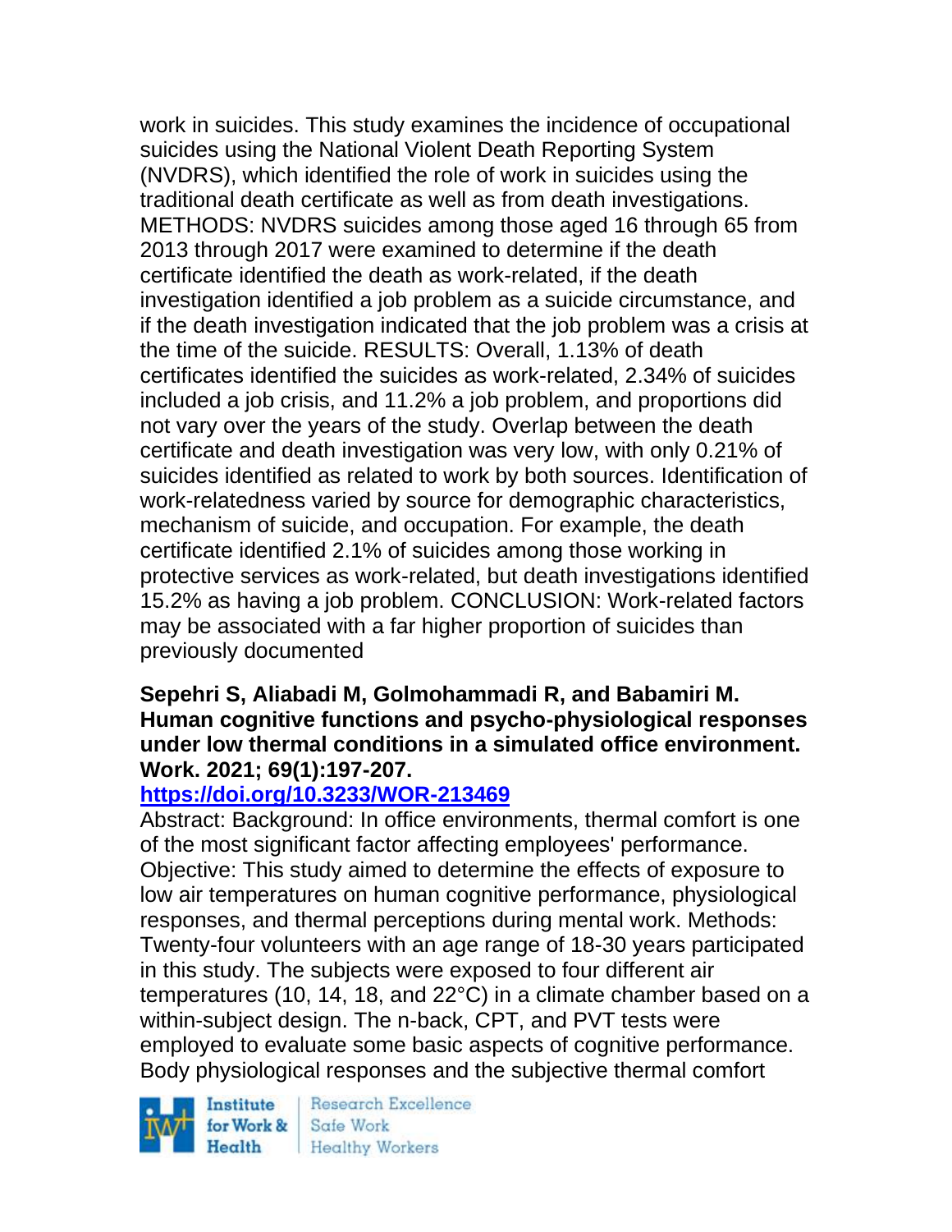work in suicides. This study examines the incidence of occupational suicides using the National Violent Death Reporting System (NVDRS), which identified the role of work in suicides using the traditional death certificate as well as from death investigations. METHODS: NVDRS suicides among those aged 16 through 65 from 2013 through 2017 were examined to determine if the death certificate identified the death as work-related, if the death investigation identified a job problem as a suicide circumstance, and if the death investigation indicated that the job problem was a crisis at the time of the suicide. RESULTS: Overall, 1.13% of death certificates identified the suicides as work-related, 2.34% of suicides included a job crisis, and 11.2% a job problem, and proportions did not vary over the years of the study. Overlap between the death certificate and death investigation was very low, with only 0.21% of suicides identified as related to work by both sources. Identification of work-relatedness varied by source for demographic characteristics, mechanism of suicide, and occupation. For example, the death certificate identified 2.1% of suicides among those working in protective services as work-related, but death investigations identified 15.2% as having a job problem. CONCLUSION: Work-related factors may be associated with a far higher proportion of suicides than previously documented

**Sepehri S, Aliabadi M, Golmohammadi R, and Babamiri M. Human cognitive functions and psycho-physiological responses under low thermal conditions in a simulated office environment. Work. 2021; 69(1):197-207.**

**https://doi.org/10.3233/WOR-213469**

Abstract: Background: In office environments, thermal comfort is one of the most significant factor affecting employees' performance. Objective: This study aimed to determine the effects of exposure to low air temperatures on human cognitive performance, physiological responses, and thermal perceptions during mental work. Methods: Twenty-four volunteers with an age range of 18-30 years participated in this study. The subjects were exposed to four different air temperatures (10, 14, 18, and 22°C) in a climate chamber based on a within-subject design. The n-back, CPT, and PVT tests were employed to evaluate some basic aspects of cognitive performance. Body physiological responses and the subjective thermal comfort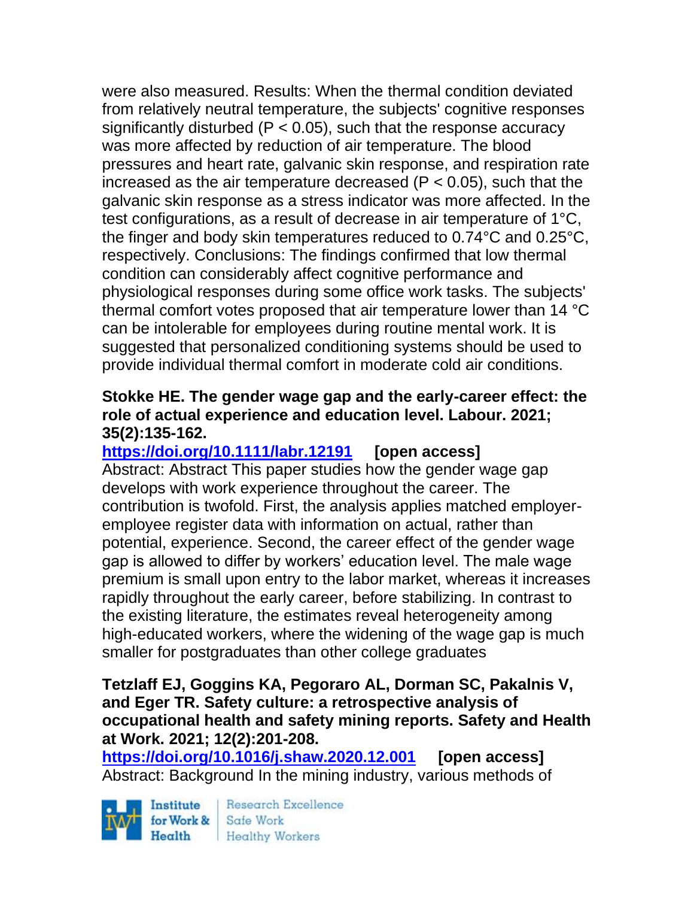were also measured. Results: When the thermal condition deviated from relatively neutral temperature, the subjects' cognitive responses significantly disturbed ($P < 0.05$), such that the response accuracy was more affected by reduction of air temperature. The blood pressures and heart rate, galvanic skin response, and respiration rate increased as the air temperature decreased ($P < 0.05$), such that the galvanic skin response as a stress indicator was more affected. In the test configurations, as a result of decrease in air temperature of 1°C, the finger and body skin temperatures reduced to 0.74°C and 0.25°C, respectively. Conclusions: The findings confirmed that low thermal condition can considerably affect cognitive performance and physiological responses during some office work tasks. The subjects' thermal comfort votes proposed that air temperature lower than 14 °C can be intolerable for employees during routine mental work. It is suggested that personalized conditioning systems should be used to provide individual thermal comfort in moderate cold air conditions.

**Stokke HE. The gender wage gap and the early-career effect: the role of actual experience and education level. Labour. 2021; 35(2):135-162.**
**https://doi.org/10.1111/labr.12191 [open access]**
Abstract: Abstract This paper studies how the gender wage gap develops with work experience throughout the career. The contribution is twofold. First, the analysis applies matched employer-employee register data with information on actual, rather than potential, experience. Second, the career effect of the gender wage gap is allowed to differ by workers' education level. The male wage premium is small upon entry to the labor market, whereas it increases rapidly throughout the early career, before stabilizing. In contrast to the existing literature, the estimates reveal heterogeneity among high-educated workers, where the widening of the wage gap is much smaller for postgraduates than other college graduates

**Tetzlaff EJ, Goggins KA, Pegoraro AL, Dorman SC, Pakalnis V, and Eger TR. Safety culture: a retrospective analysis of occupational health and safety mining reports. Safety and Health at Work. 2021; 12(2):201-208.**
**https://doi.org/10.1016/j.shaw.2020.12.001 [open access]**
Abstract: Background In the mining industry, various methods of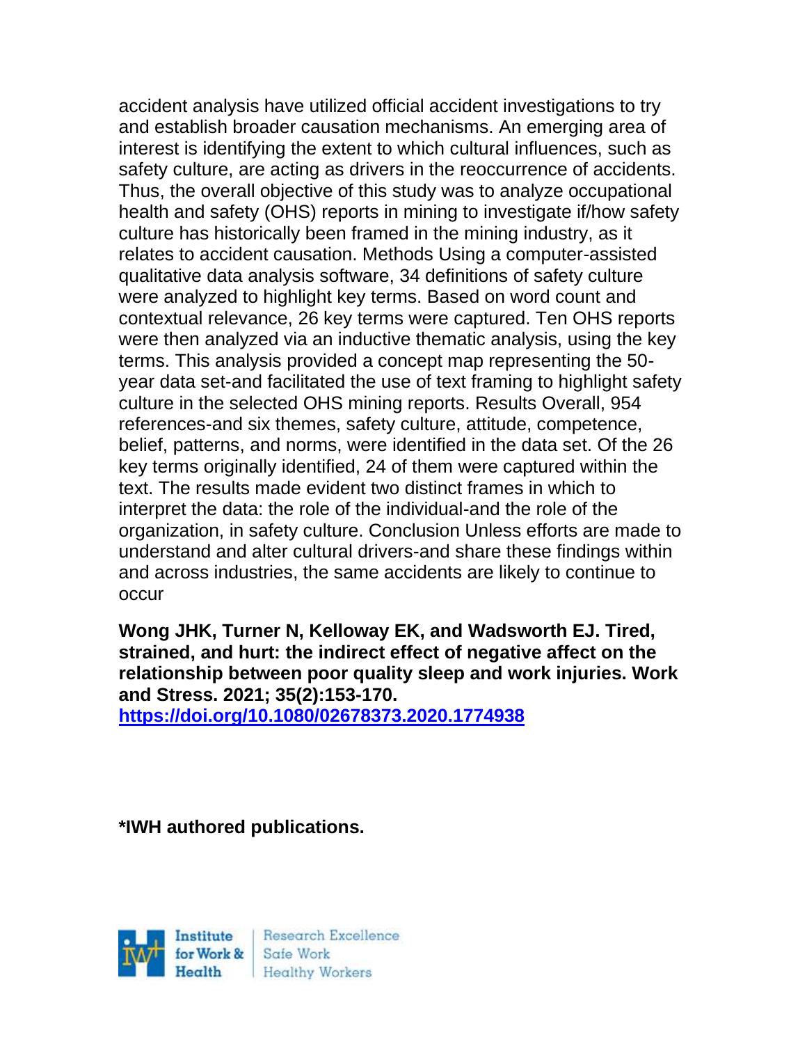accident analysis have utilized official accident investigations to try and establish broader causation mechanisms. An emerging area of interest is identifying the extent to which cultural influences, such as safety culture, are acting as drivers in the reoccurrence of accidents. Thus, the overall objective of this study was to analyze occupational health and safety (OHS) reports in mining to investigate if/how safety culture has historically been framed in the mining industry, as it relates to accident causation. Methods Using a computer-assisted qualitative data analysis software, 34 definitions of safety culture were analyzed to highlight key terms. Based on word count and contextual relevance, 26 key terms were captured. Ten OHS reports were then analyzed via an inductive thematic analysis, using the key terms. This analysis provided a concept map representing the 50-year data set-and facilitated the use of text framing to highlight safety culture in the selected OHS mining reports. Results Overall, 954 references-and six themes, safety culture, attitude, competence, belief, patterns, and norms, were identified in the data set. Of the 26 key terms originally identified, 24 of them were captured within the text. The results made evident two distinct frames in which to interpret the data: the role of the individual-and the role of the organization, in safety culture. Conclusion Unless efforts are made to understand and alter cultural drivers-and share these findings within and across industries, the same accidents are likely to continue to occur

**Wong JHK, Turner N, Kelloway EK, and Wadsworth EJ. Tired, strained, and hurt: the indirect effect of negative affect on the relationship between poor quality sleep and work injuries. Work and Stress. 2021; 35(2):153-170.**
**https://doi.org/10.1080/02678373.2020.1774938**

**\*IWH authored publications.**